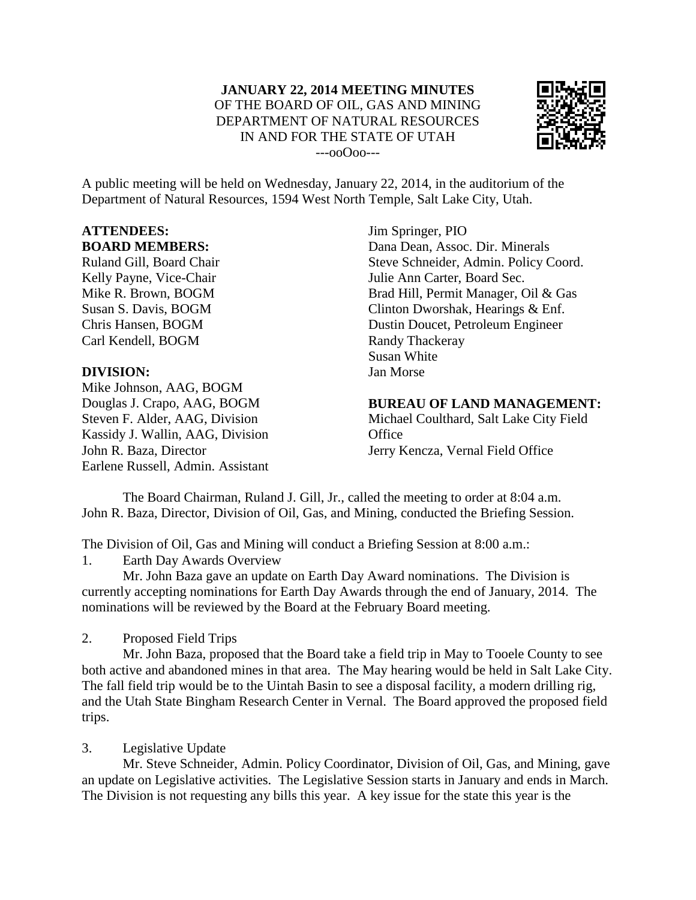**JANUARY 22, 2014 MEETING MINUTES**
OF THE BOARD OF OIL, GAS AND MINING
DEPARTMENT OF NATURAL RESOURCES
IN AND FOR THE STATE OF UTAH
---ooOoo---

A public meeting will be held on Wednesday, January 22, 2014, in the auditorium of the Department of Natural Resources, 1594 West North Temple, Salt Lake City, Utah.

**ATTENDEES:**

**BOARD MEMBERS:**
Ruland Gill, Board Chair
Kelly Payne, Vice-Chair
Mike R. Brown, BOGM
Susan S. Davis, BOGM
Chris Hansen, BOGM
Carl Kendell, BOGM

**DIVISION:**
Mike Johnson, AAG, BOGM
Douglas J. Crapo, AAG, BOGM
Steven F. Alder, AAG, Division
Kassidy J. Wallin, AAG, Division
John R. Baza, Director
Earlene Russell, Admin. Assistant
Jim Springer, PIO
Dana Dean, Assoc. Dir. Minerals
Steve Schneider, Admin. Policy Coord.
Julie Ann Carter, Board Sec.
Brad Hill, Permit Manager, Oil & Gas
Clinton Dworshak, Hearings & Enf.
Dustin Doucet, Petroleum Engineer
Randy Thackeray
Susan White
Jan Morse

**BUREAU OF LAND MANAGEMENT:**
Michael Coulthard, Salt Lake City Field Office
Jerry Kencza, Vernal Field Office

The Board Chairman, Ruland J. Gill, Jr., called the meeting to order at 8:04 a.m. John R. Baza, Director, Division of Oil, Gas, and Mining, conducted the Briefing Session.

The Division of Oil, Gas and Mining will conduct a Briefing Session at 8:00 a.m.:

1. Earth Day Awards Overview

Mr. John Baza gave an update on Earth Day Award nominations. The Division is currently accepting nominations for Earth Day Awards through the end of January, 2014. The nominations will be reviewed by the Board at the February Board meeting.

2. Proposed Field Trips

Mr. John Baza, proposed that the Board take a field trip in May to Tooele County to see both active and abandoned mines in that area. The May hearing would be held in Salt Lake City. The fall field trip would be to the Uintah Basin to see a disposal facility, a modern drilling rig, and the Utah State Bingham Research Center in Vernal. The Board approved the proposed field trips.

3. Legislative Update

Mr. Steve Schneider, Admin. Policy Coordinator, Division of Oil, Gas, and Mining, gave an update on Legislative activities. The Legislative Session starts in January and ends in March. The Division is not requesting any bills this year. A key issue for the state this year is the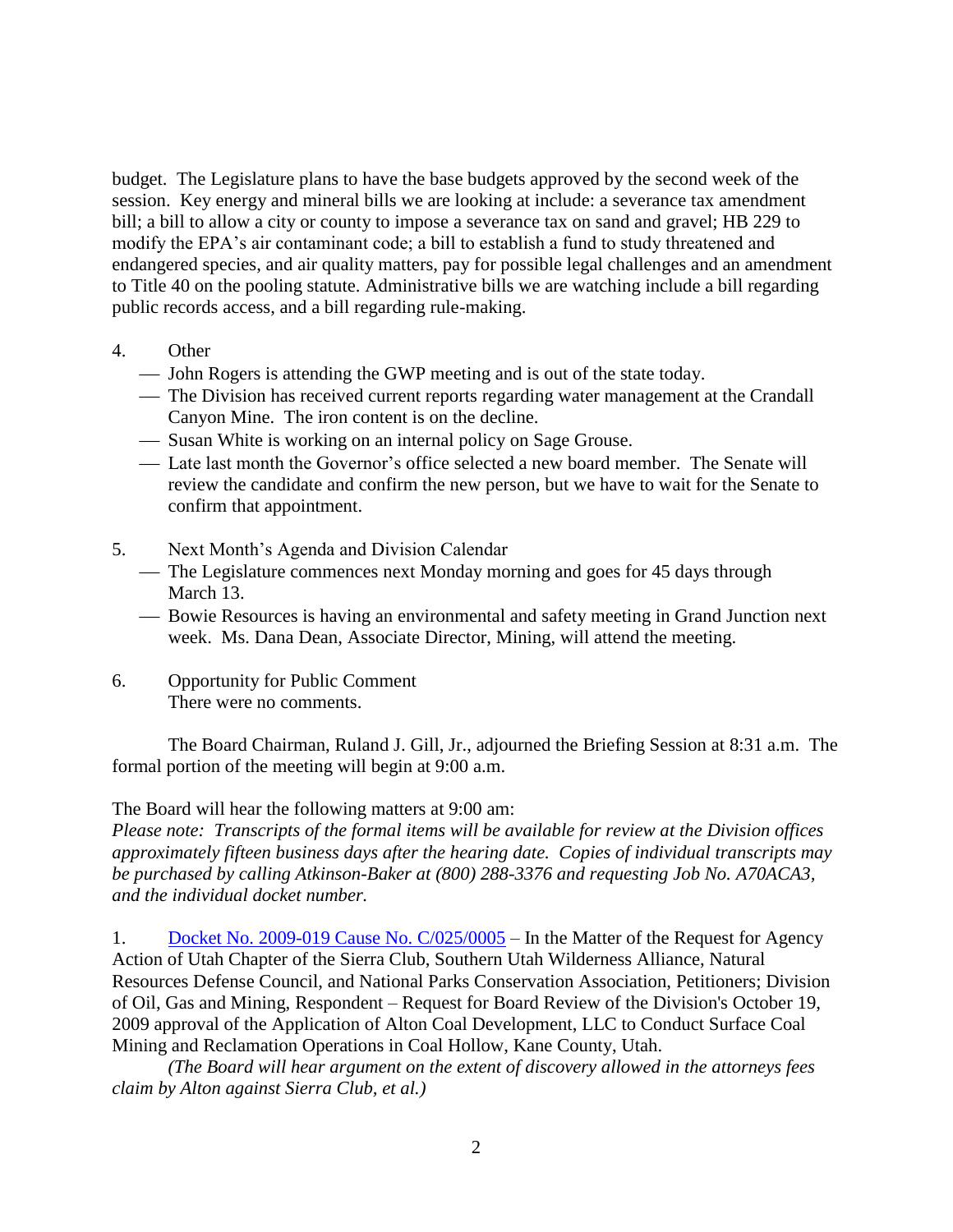budget. The Legislature plans to have the base budgets approved by the second week of the session. Key energy and mineral bills we are looking at include: a severance tax amendment bill; a bill to allow a city or county to impose a severance tax on sand and gravel; HB 229 to modify the EPA's air contaminant code; a bill to establish a fund to study threatened and endangered species, and air quality matters, pay for possible legal challenges and an amendment to Title 40 on the pooling statute. Administrative bills we are watching include a bill regarding public records access, and a bill regarding rule-making.

4. Other
   - John Rogers is attending the GWP meeting and is out of the state today.
   - The Division has received current reports regarding water management at the Crandall Canyon Mine. The iron content is on the decline.
   - Susan White is working on an internal policy on Sage Grouse.
   - Late last month the Governor's office selected a new board member. The Senate will review the candidate and confirm the new person, but we have to wait for the Senate to confirm that appointment.

5. Next Month's Agenda and Division Calendar
   - The Legislature commences next Monday morning and goes for 45 days through March 13.
   - Bowie Resources is having an environmental and safety meeting in Grand Junction next week. Ms. Dana Dean, Associate Director, Mining, will attend the meeting.

6. Opportunity for Public Comment
   There were no comments.

The Board Chairman, Ruland J. Gill, Jr., adjourned the Briefing Session at 8:31 a.m. The formal portion of the meeting will begin at 9:00 a.m.

The Board will hear the following matters at 9:00 am:
*Please note: Transcripts of the formal items will be available for review at the Division offices approximately fifteen business days after the hearing date. Copies of individual transcripts may be purchased by calling Atkinson-Baker at (800) 288-3376 and requesting Job No. A70ACA3, and the individual docket number.*

1. Docket No. 2009-019 Cause No. C/025/0005 – In the Matter of the Request for Agency Action of Utah Chapter of the Sierra Club, Southern Utah Wilderness Alliance, Natural Resources Defense Council, and National Parks Conservation Association, Petitioners; Division of Oil, Gas and Mining, Respondent – Request for Board Review of the Division's October 19, 2009 approval of the Application of Alton Coal Development, LLC to Conduct Surface Coal Mining and Reclamation Operations in Coal Hollow, Kane County, Utah.

   *(The Board will hear argument on the extent of discovery allowed in the attorneys fees claim by Alton against Sierra Club, et al.)*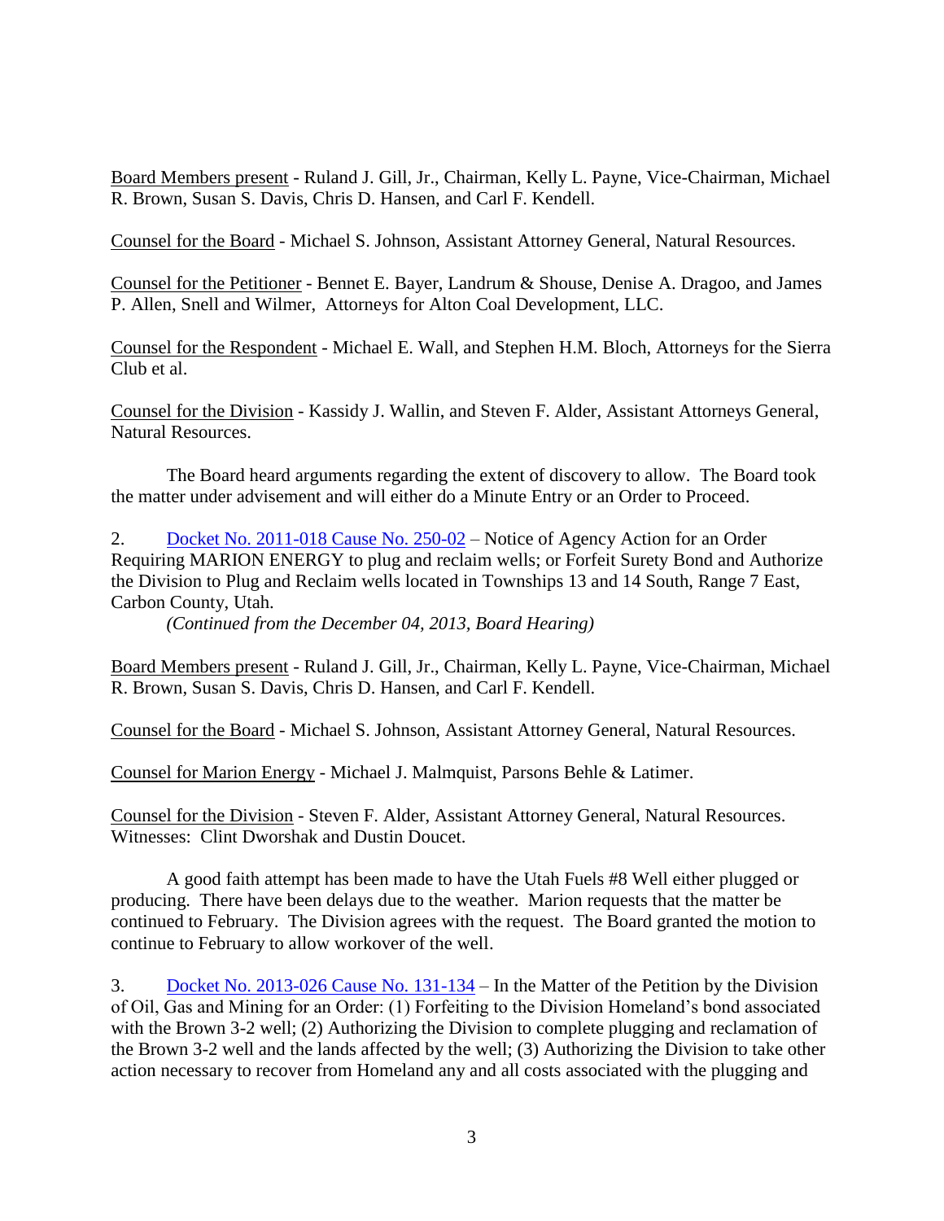Board Members present - Ruland J. Gill, Jr., Chairman, Kelly L. Payne, Vice-Chairman, Michael R. Brown, Susan S. Davis, Chris D. Hansen, and Carl F. Kendell.

Counsel for the Board - Michael S. Johnson, Assistant Attorney General, Natural Resources.

Counsel for the Petitioner - Bennet E. Bayer, Landrum & Shouse, Denise A. Dragoo, and James P. Allen, Snell and Wilmer, Attorneys for Alton Coal Development, LLC.

Counsel for the Respondent - Michael E. Wall, and Stephen H.M. Bloch, Attorneys for the Sierra Club et al.

Counsel for the Division - Kassidy J. Wallin, and Steven F. Alder, Assistant Attorneys General, Natural Resources.

The Board heard arguments regarding the extent of discovery to allow. The Board took the matter under advisement and will either do a Minute Entry or an Order to Proceed.

2. Docket No. 2011-018 Cause No. 250-02 – Notice of Agency Action for an Order Requiring MARION ENERGY to plug and reclaim wells; or Forfeit Surety Bond and Authorize the Division to Plug and Reclaim wells located in Townships 13 and 14 South, Range 7 East, Carbon County, Utah.
*(Continued from the December 04, 2013, Board Hearing)*

Board Members present - Ruland J. Gill, Jr., Chairman, Kelly L. Payne, Vice-Chairman, Michael R. Brown, Susan S. Davis, Chris D. Hansen, and Carl F. Kendell.

Counsel for the Board - Michael S. Johnson, Assistant Attorney General, Natural Resources.

Counsel for Marion Energy - Michael J. Malmquist, Parsons Behle & Latimer.

Counsel for the Division - Steven F. Alder, Assistant Attorney General, Natural Resources.
Witnesses: Clint Dworshak and Dustin Doucet.

A good faith attempt has been made to have the Utah Fuels #8 Well either plugged or producing. There have been delays due to the weather. Marion requests that the matter be continued to February. The Division agrees with the request. The Board granted the motion to continue to February to allow workover of the well.

3. Docket No. 2013-026 Cause No. 131-134 – In the Matter of the Petition by the Division of Oil, Gas and Mining for an Order: (1) Forfeiting to the Division Homeland's bond associated with the Brown 3-2 well; (2) Authorizing the Division to complete plugging and reclamation of the Brown 3-2 well and the lands affected by the well; (3) Authorizing the Division to take other action necessary to recover from Homeland any and all costs associated with the plugging and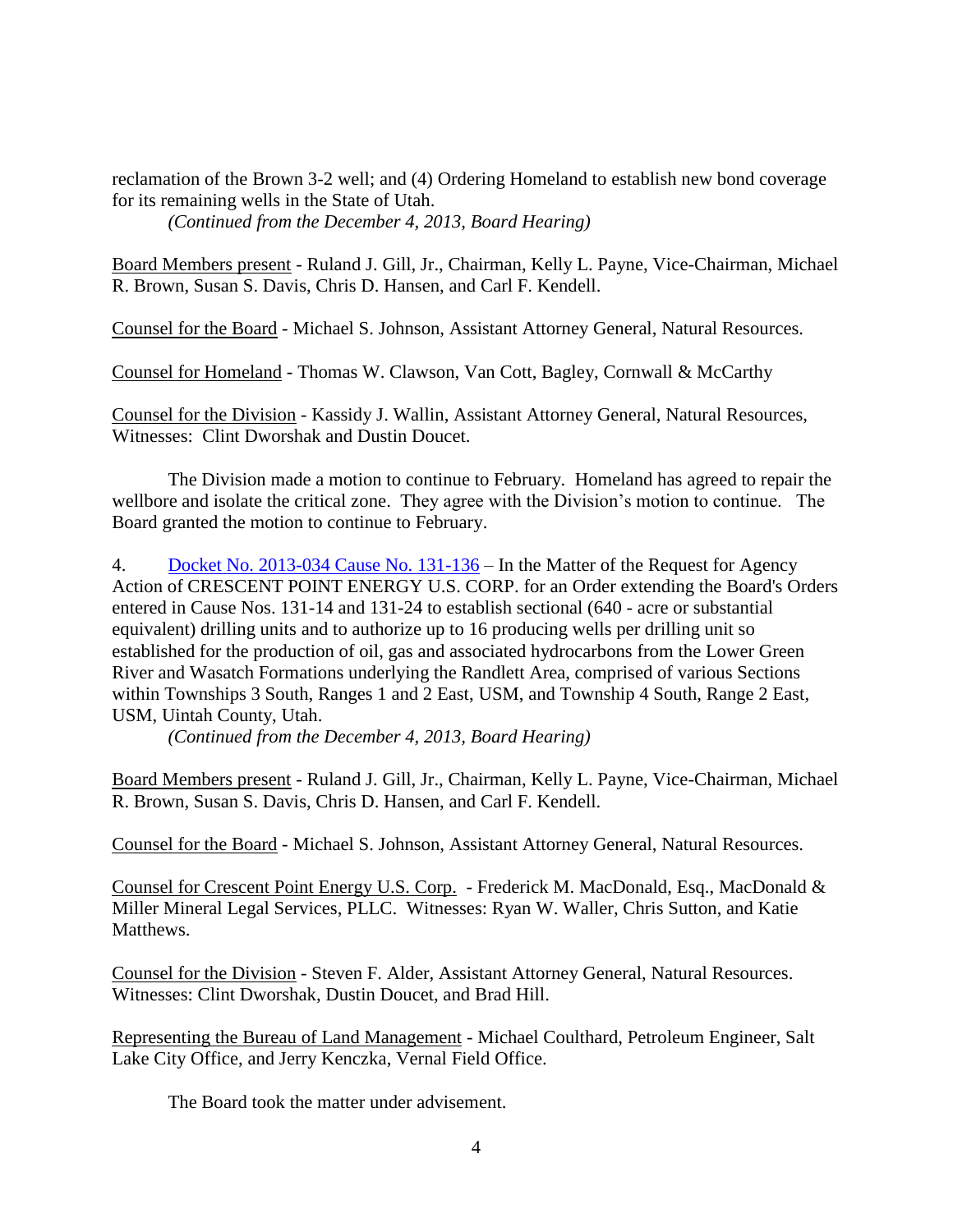reclamation of the Brown 3-2 well; and (4) Ordering Homeland to establish new bond coverage for its remaining wells in the State of Utah.

*(Continued from the December 4, 2013, Board Hearing)*

Board Members present - Ruland J. Gill, Jr., Chairman, Kelly L. Payne, Vice-Chairman, Michael R. Brown, Susan S. Davis, Chris D. Hansen, and Carl F. Kendell.

Counsel for the Board - Michael S. Johnson, Assistant Attorney General, Natural Resources.

Counsel for Homeland - Thomas W. Clawson, Van Cott, Bagley, Cornwall & McCarthy

Counsel for the Division - Kassidy J. Wallin, Assistant Attorney General, Natural Resources, Witnesses: Clint Dworshak and Dustin Doucet.

The Division made a motion to continue to February. Homeland has agreed to repair the wellbore and isolate the critical zone. They agree with the Division's motion to continue. The Board granted the motion to continue to February.

4. Docket No. 2013-034 Cause No. 131-136 – In the Matter of the Request for Agency Action of CRESCENT POINT ENERGY U.S. CORP. for an Order extending the Board's Orders entered in Cause Nos. 131-14 and 131-24 to establish sectional (640 - acre or substantial equivalent) drilling units and to authorize up to 16 producing wells per drilling unit so established for the production of oil, gas and associated hydrocarbons from the Lower Green River and Wasatch Formations underlying the Randlett Area, comprised of various Sections within Townships 3 South, Ranges 1 and 2 East, USM, and Township 4 South, Range 2 East, USM, Uintah County, Utah.

*(Continued from the December 4, 2013, Board Hearing)*

Board Members present - Ruland J. Gill, Jr., Chairman, Kelly L. Payne, Vice-Chairman, Michael R. Brown, Susan S. Davis, Chris D. Hansen, and Carl F. Kendell.

Counsel for the Board - Michael S. Johnson, Assistant Attorney General, Natural Resources.

Counsel for Crescent Point Energy U.S. Corp. - Frederick M. MacDonald, Esq., MacDonald & Miller Mineral Legal Services, PLLC. Witnesses: Ryan W. Waller, Chris Sutton, and Katie Matthews.

Counsel for the Division - Steven F. Alder, Assistant Attorney General, Natural Resources. Witnesses: Clint Dworshak, Dustin Doucet, and Brad Hill.

Representing the Bureau of Land Management - Michael Coulthard, Petroleum Engineer, Salt Lake City Office, and Jerry Kenczka, Vernal Field Office.

The Board took the matter under advisement.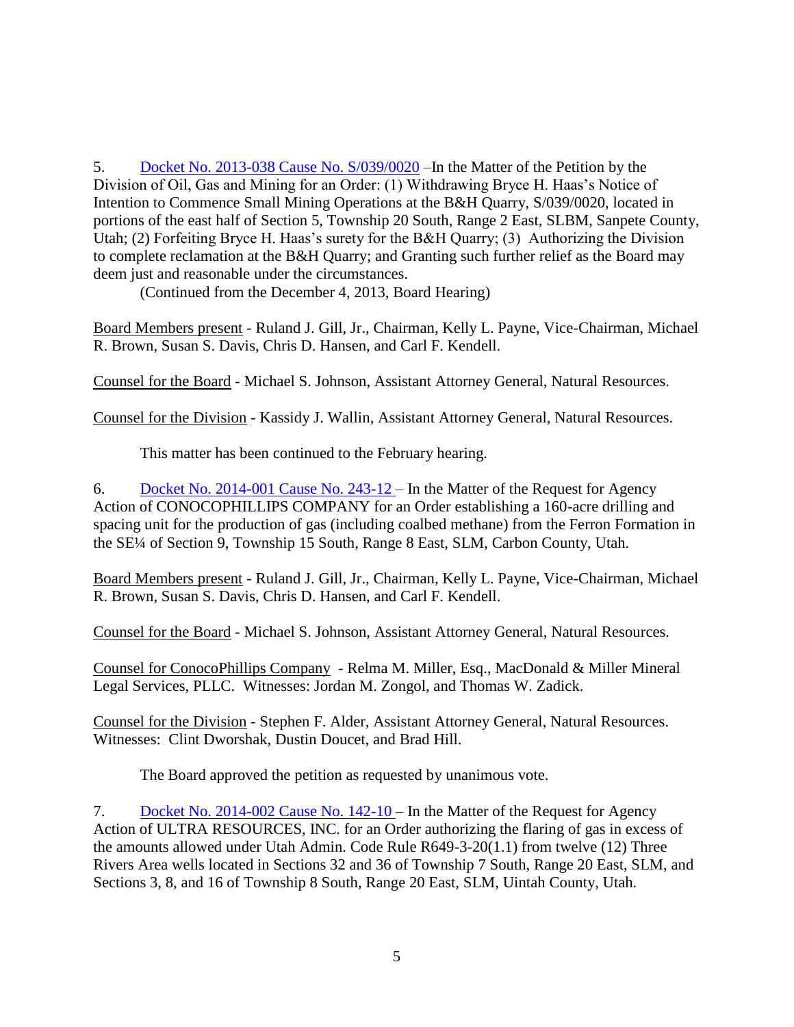5. [Docket No. 2013-038 Cause No. S/039/0020](#) –In the Matter of the Petition by the Division of Oil, Gas and Mining for an Order: (1) Withdrawing Bryce H. Haas's Notice of Intention to Commence Small Mining Operations at the B&H Quarry, S/039/0020, located in portions of the east half of Section 5, Township 20 South, Range 2 East, SLBM, Sanpete County, Utah; (2) Forfeiting Bryce H. Haas's surety for the B&H Quarry; (3) Authorizing the Division to complete reclamation at the B&H Quarry; and Granting such further relief as the Board may deem just and reasonable under the circumstances.

(Continued from the December 4, 2013, Board Hearing)

Board Members present - Ruland J. Gill, Jr., Chairman, Kelly L. Payne, Vice-Chairman, Michael R. Brown, Susan S. Davis, Chris D. Hansen, and Carl F. Kendell.

Counsel for the Board - Michael S. Johnson, Assistant Attorney General, Natural Resources.

Counsel for the Division - Kassidy J. Wallin, Assistant Attorney General, Natural Resources.

This matter has been continued to the February hearing.

6. [Docket No. 2014-001 Cause No. 243-12](#) – In the Matter of the Request for Agency Action of CONOCOPHILLIPS COMPANY for an Order establishing a 160-acre drilling and spacing unit for the production of gas (including coalbed methane) from the Ferron Formation in the SE¼ of Section 9, Township 15 South, Range 8 East, SLM, Carbon County, Utah.

Board Members present - Ruland J. Gill, Jr., Chairman, Kelly L. Payne, Vice-Chairman, Michael R. Brown, Susan S. Davis, Chris D. Hansen, and Carl F. Kendell.

Counsel for the Board - Michael S. Johnson, Assistant Attorney General, Natural Resources.

Counsel for ConocoPhillips Company - Relma M. Miller, Esq., MacDonald & Miller Mineral Legal Services, PLLC. Witnesses: Jordan M. Zongol, and Thomas W. Zadick.

Counsel for the Division - Stephen F. Alder, Assistant Attorney General, Natural Resources. Witnesses: Clint Dworshak, Dustin Doucet, and Brad Hill.

The Board approved the petition as requested by unanimous vote.

7. [Docket No. 2014-002 Cause No. 142-10](#) – In the Matter of the Request for Agency Action of ULTRA RESOURCES, INC. for an Order authorizing the flaring of gas in excess of the amounts allowed under Utah Admin. Code Rule R649-3-20(1.1) from twelve (12) Three Rivers Area wells located in Sections 32 and 36 of Township 7 South, Range 20 East, SLM, and Sections 3, 8, and 16 of Township 8 South, Range 20 East, SLM, Uintah County, Utah.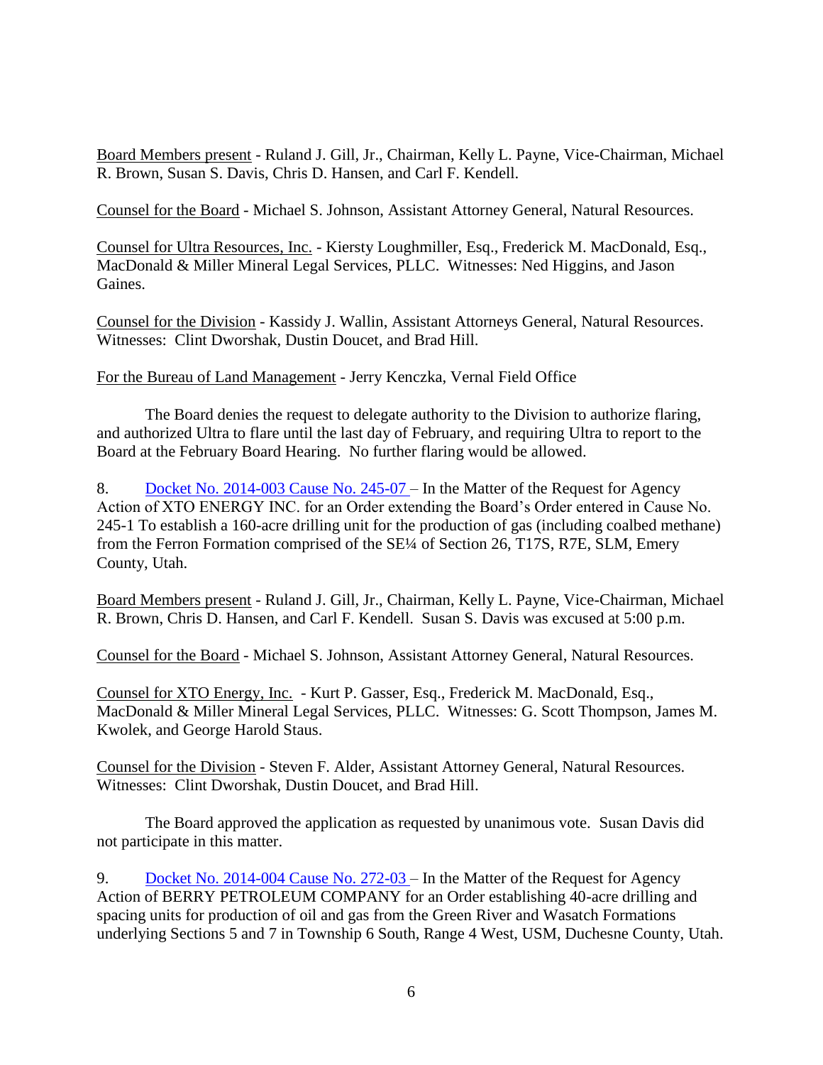Board Members present - Ruland J. Gill, Jr., Chairman, Kelly L. Payne, Vice-Chairman, Michael R. Brown, Susan S. Davis, Chris D. Hansen, and Carl F. Kendell.

Counsel for the Board - Michael S. Johnson, Assistant Attorney General, Natural Resources.

Counsel for Ultra Resources, Inc. - Kiersty Loughmiller, Esq., Frederick M. MacDonald, Esq., MacDonald & Miller Mineral Legal Services, PLLC. Witnesses: Ned Higgins, and Jason Gaines.

Counsel for the Division - Kassidy J. Wallin, Assistant Attorneys General, Natural Resources. Witnesses: Clint Dworshak, Dustin Doucet, and Brad Hill.

For the Bureau of Land Management - Jerry Kenczka, Vernal Field Office

The Board denies the request to delegate authority to the Division to authorize flaring, and authorized Ultra to flare until the last day of February, and requiring Ultra to report to the Board at the February Board Hearing. No further flaring would be allowed.

8. Docket No. 2014-003 Cause No. 245-07 – In the Matter of the Request for Agency Action of XTO ENERGY INC. for an Order extending the Board's Order entered in Cause No. 245-1 To establish a 160-acre drilling unit for the production of gas (including coalbed methane) from the Ferron Formation comprised of the SE¼ of Section 26, T17S, R7E, SLM, Emery County, Utah.

Board Members present - Ruland J. Gill, Jr., Chairman, Kelly L. Payne, Vice-Chairman, Michael R. Brown, Chris D. Hansen, and Carl F. Kendell. Susan S. Davis was excused at 5:00 p.m.

Counsel for the Board - Michael S. Johnson, Assistant Attorney General, Natural Resources.

Counsel for XTO Energy, Inc. - Kurt P. Gasser, Esq., Frederick M. MacDonald, Esq., MacDonald & Miller Mineral Legal Services, PLLC. Witnesses: G. Scott Thompson, James M. Kwolek, and George Harold Staus.

Counsel for the Division - Steven F. Alder, Assistant Attorney General, Natural Resources. Witnesses: Clint Dworshak, Dustin Doucet, and Brad Hill.

The Board approved the application as requested by unanimous vote. Susan Davis did not participate in this matter.

9. Docket No. 2014-004 Cause No. 272-03 – In the Matter of the Request for Agency Action of BERRY PETROLEUM COMPANY for an Order establishing 40-acre drilling and spacing units for production of oil and gas from the Green River and Wasatch Formations underlying Sections 5 and 7 in Township 6 South, Range 4 West, USM, Duchesne County, Utah.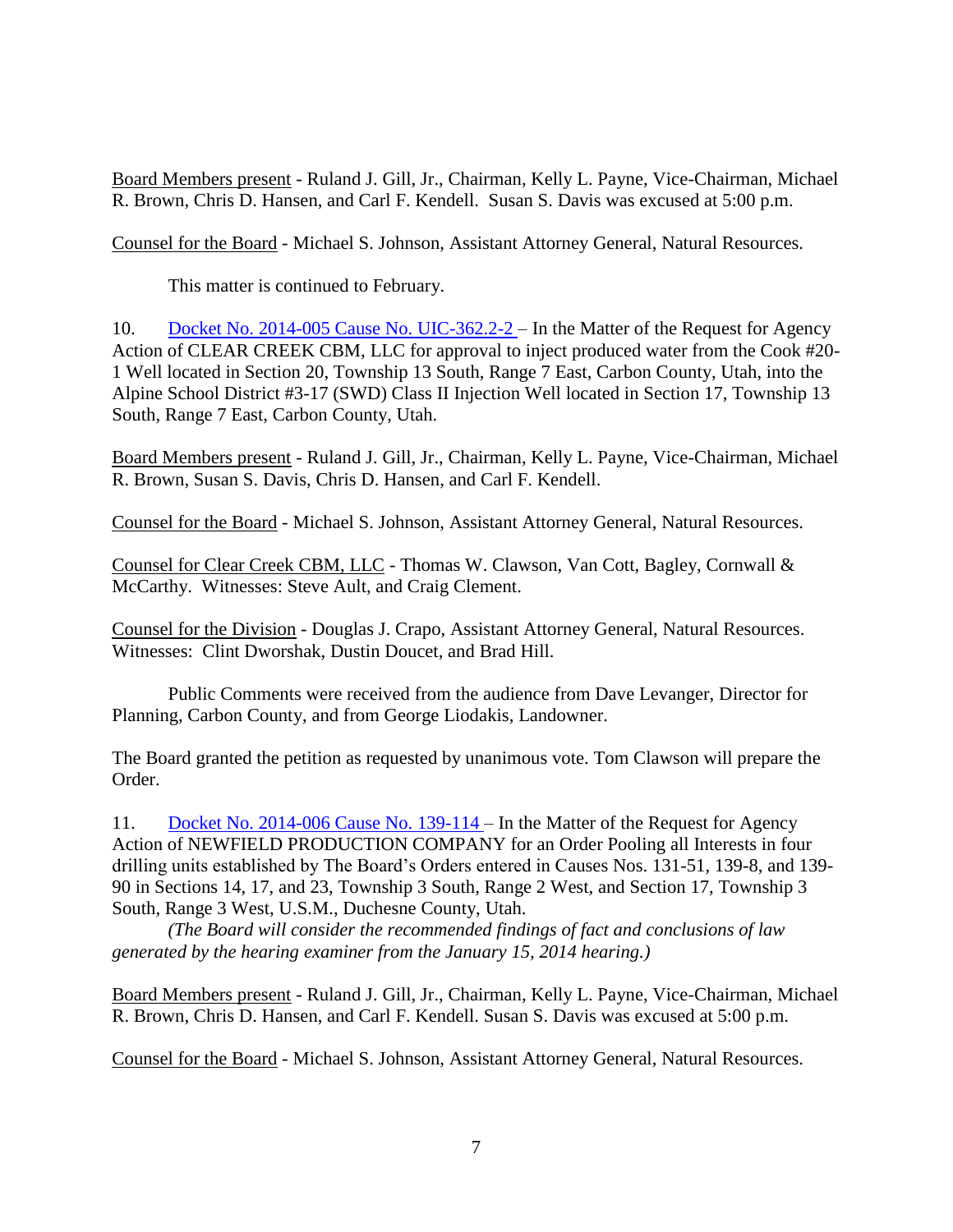Board Members present - Ruland J. Gill, Jr., Chairman, Kelly L. Payne, Vice-Chairman, Michael R. Brown, Chris D. Hansen, and Carl F. Kendell. Susan S. Davis was excused at 5:00 p.m.

Counsel for the Board - Michael S. Johnson, Assistant Attorney General, Natural Resources.

This matter is continued to February.

10. Docket No. 2014-005 Cause No. UIC-362.2-2 – In the Matter of the Request for Agency Action of CLEAR CREEK CBM, LLC for approval to inject produced water from the Cook #20-1 Well located in Section 20, Township 13 South, Range 7 East, Carbon County, Utah, into the Alpine School District #3-17 (SWD) Class II Injection Well located in Section 17, Township 13 South, Range 7 East, Carbon County, Utah.

Board Members present - Ruland J. Gill, Jr., Chairman, Kelly L. Payne, Vice-Chairman, Michael R. Brown, Susan S. Davis, Chris D. Hansen, and Carl F. Kendell.

Counsel for the Board - Michael S. Johnson, Assistant Attorney General, Natural Resources.

Counsel for Clear Creek CBM, LLC - Thomas W. Clawson, Van Cott, Bagley, Cornwall & McCarthy. Witnesses: Steve Ault, and Craig Clement.

Counsel for the Division - Douglas J. Crapo, Assistant Attorney General, Natural Resources. Witnesses: Clint Dworshak, Dustin Doucet, and Brad Hill.

Public Comments were received from the audience from Dave Levanger, Director for Planning, Carbon County, and from George Liodakis, Landowner.

The Board granted the petition as requested by unanimous vote. Tom Clawson will prepare the Order.

11. Docket No. 2014-006 Cause No. 139-114 – In the Matter of the Request for Agency Action of NEWFIELD PRODUCTION COMPANY for an Order Pooling all Interests in four drilling units established by The Board's Orders entered in Causes Nos. 131-51, 139-8, and 139-90 in Sections 14, 17, and 23, Township 3 South, Range 2 West, and Section 17, Township 3 South, Range 3 West, U.S.M., Duchesne County, Utah.

*(The Board will consider the recommended findings of fact and conclusions of law generated by the hearing examiner from the January 15, 2014 hearing.)*

Board Members present - Ruland J. Gill, Jr., Chairman, Kelly L. Payne, Vice-Chairman, Michael R. Brown, Chris D. Hansen, and Carl F. Kendell. Susan S. Davis was excused at 5:00 p.m.

Counsel for the Board - Michael S. Johnson, Assistant Attorney General, Natural Resources.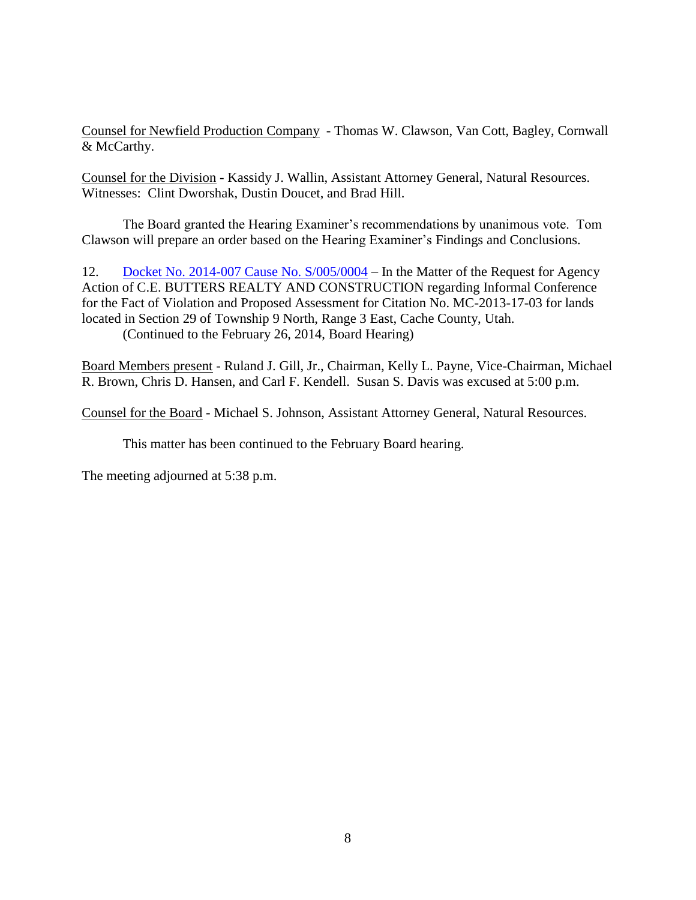Counsel for Newfield Production Company - Thomas W. Clawson, Van Cott, Bagley, Cornwall & McCarthy.

Counsel for the Division - Kassidy J. Wallin, Assistant Attorney General, Natural Resources. Witnesses: Clint Dworshak, Dustin Doucet, and Brad Hill.

The Board granted the Hearing Examiner's recommendations by unanimous vote. Tom Clawson will prepare an order based on the Hearing Examiner's Findings and Conclusions.

12. Docket No. 2014-007 Cause No. S/005/0004 – In the Matter of the Request for Agency Action of C.E. BUTTERS REALTY AND CONSTRUCTION regarding Informal Conference for the Fact of Violation and Proposed Assessment for Citation No. MC-2013-17-03 for lands located in Section 29 of Township 9 North, Range 3 East, Cache County, Utah.
(Continued to the February 26, 2014, Board Hearing)

Board Members present - Ruland J. Gill, Jr., Chairman, Kelly L. Payne, Vice-Chairman, Michael R. Brown, Chris D. Hansen, and Carl F. Kendell. Susan S. Davis was excused at 5:00 p.m.

Counsel for the Board - Michael S. Johnson, Assistant Attorney General, Natural Resources.

This matter has been continued to the February Board hearing.

The meeting adjourned at 5:38 p.m.